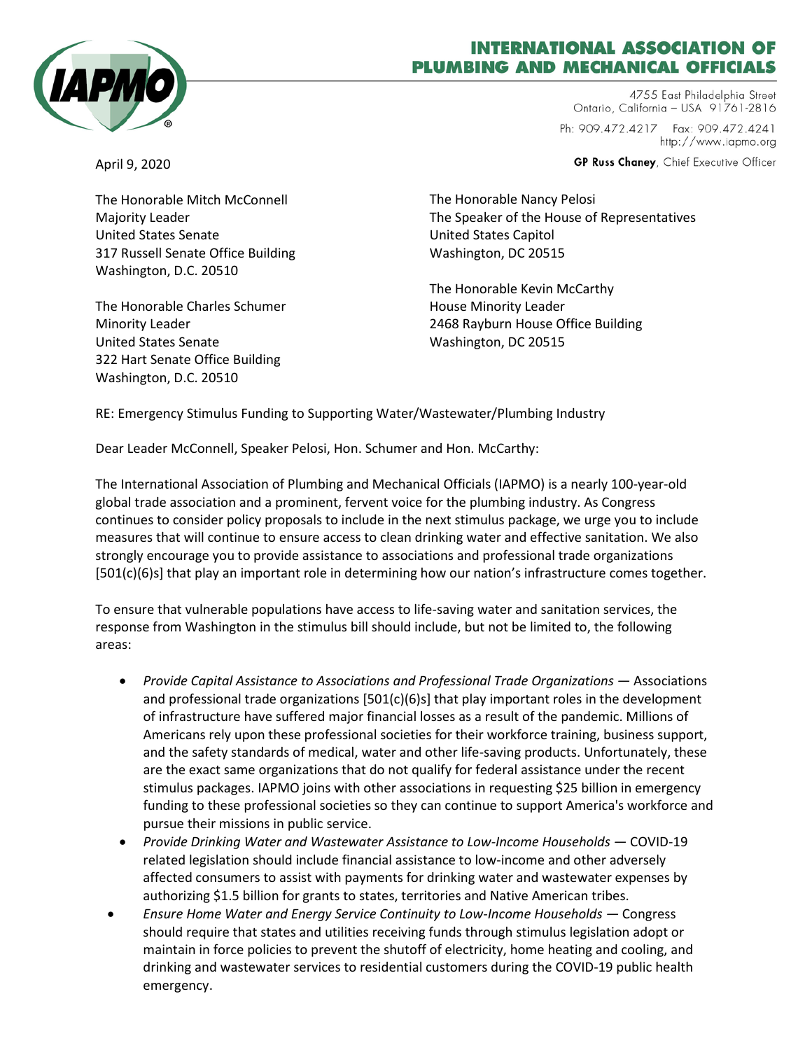# INTERNATIONAL ASSOCIATION OF PLUMBING AND MECHANICAL OFFICIALS

4755 East Philadelphia Street
Ontario, California – USA 91761-2816

Ph: 909.472.4217 Fax: 909.472.4241
http://www.iapmo.org

**GP Russ Chaney**, Chief Executive Officer

April 9, 2020

The Honorable Mitch McConnell
Majority Leader
United States Senate
317 Russell Senate Office Building
Washington, D.C. 20510

The Honorable Charles Schumer
Minority Leader
United States Senate
322 Hart Senate Office Building
Washington, D.C. 20510

The Honorable Nancy Pelosi
The Speaker of the House of Representatives
United States Capitol
Washington, DC 20515

The Honorable Kevin McCarthy
House Minority Leader
2468 Rayburn House Office Building
Washington, DC 20515

RE: Emergency Stimulus Funding to Supporting Water/Wastewater/Plumbing Industry

Dear Leader McConnell, Speaker Pelosi, Hon. Schumer and Hon. McCarthy:

The International Association of Plumbing and Mechanical Officials (IAPMO) is a nearly 100-year-old global trade association and a prominent, fervent voice for the plumbing industry. As Congress continues to consider policy proposals to include in the next stimulus package, we urge you to include measures that will continue to ensure access to clean drinking water and effective sanitation. We also strongly encourage you to provide assistance to associations and professional trade organizations [501(c)(6)s] that play an important role in determining how our nation's infrastructure comes together.

To ensure that vulnerable populations have access to life-saving water and sanitation services, the response from Washington in the stimulus bill should include, but not be limited to, the following areas:

- *Provide Capital Assistance to Associations and Professional Trade Organizations* — Associations and professional trade organizations [501(c)(6)s] that play important roles in the development of infrastructure have suffered major financial losses as a result of the pandemic. Millions of Americans rely upon these professional societies for their workforce training, business support, and the safety standards of medical, water and other life-saving products. Unfortunately, these are the exact same organizations that do not qualify for federal assistance under the recent stimulus packages. IAPMO joins with other associations in requesting $25 billion in emergency funding to these professional societies so they can continue to support America's workforce and pursue their missions in public service.
- *Provide Drinking Water and Wastewater Assistance to Low-Income Households* — COVID-19 related legislation should include financial assistance to low-income and other adversely affected consumers to assist with payments for drinking water and wastewater expenses by authorizing $1.5 billion for grants to states, territories and Native American tribes.
- *Ensure Home Water and Energy Service Continuity to Low-Income Households* — Congress should require that states and utilities receiving funds through stimulus legislation adopt or maintain in force policies to prevent the shutoff of electricity, home heating and cooling, and drinking and wastewater services to residential customers during the COVID-19 public health emergency.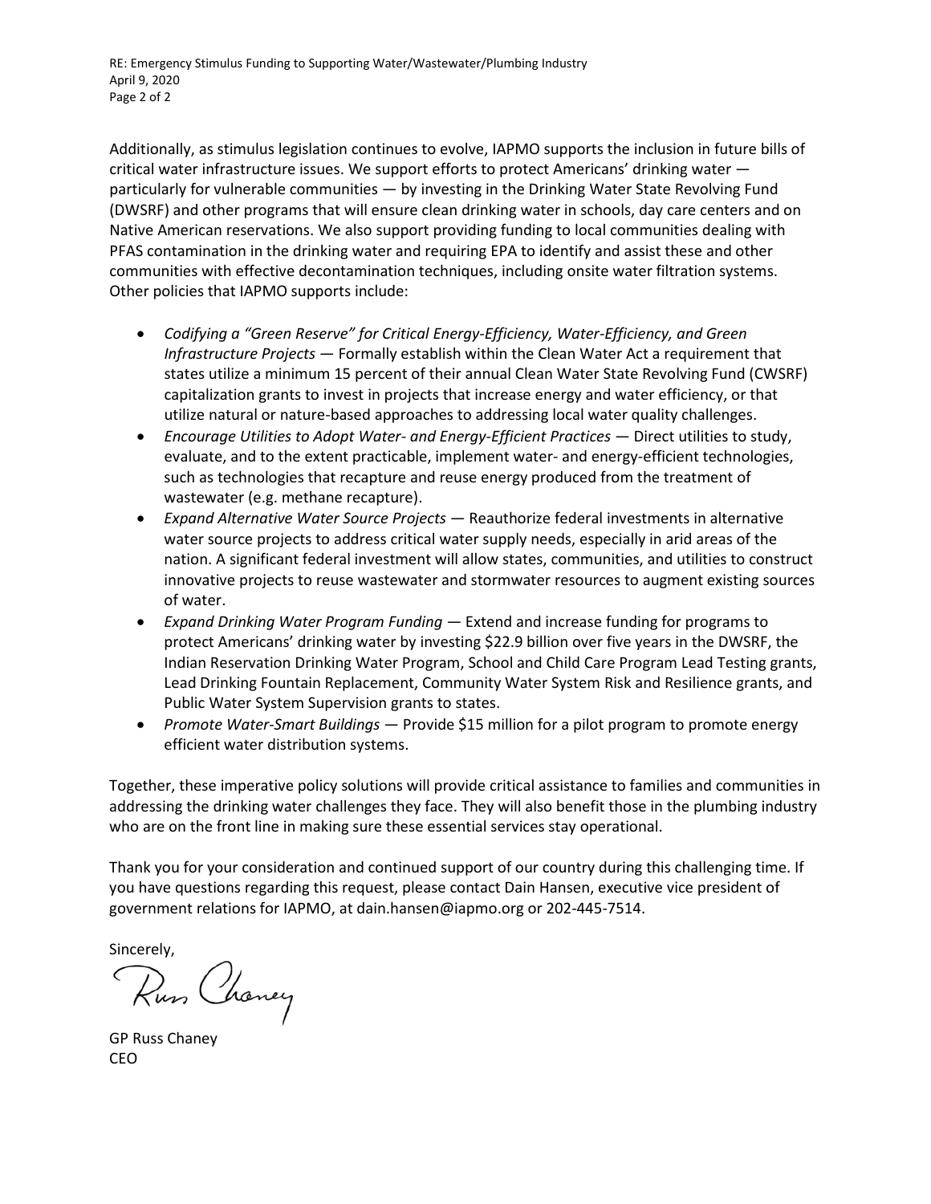Additionally, as stimulus legislation continues to evolve, IAPMO supports the inclusion in future bills of critical water infrastructure issues. We support efforts to protect Americans' drinking water — particularly for vulnerable communities — by investing in the Drinking Water State Revolving Fund (DWSRF) and other programs that will ensure clean drinking water in schools, day care centers and on Native American reservations. We also support providing funding to local communities dealing with PFAS contamination in the drinking water and requiring EPA to identify and assist these and other communities with effective decontamination techniques, including onsite water filtration systems. Other policies that IAPMO supports include:

- *Codifying a "Green Reserve" for Critical Energy-Efficiency, Water-Efficiency, and Green Infrastructure Projects* — Formally establish within the Clean Water Act a requirement that states utilize a minimum 15 percent of their annual Clean Water State Revolving Fund (CWSRF) capitalization grants to invest in projects that increase energy and water efficiency, or that utilize natural or nature-based approaches to addressing local water quality challenges.
- *Encourage Utilities to Adopt Water- and Energy-Efficient Practices* — Direct utilities to study, evaluate, and to the extent practicable, implement water- and energy-efficient technologies, such as technologies that recapture and reuse energy produced from the treatment of wastewater (e.g. methane recapture).
- *Expand Alternative Water Source Projects* — Reauthorize federal investments in alternative water source projects to address critical water supply needs, especially in arid areas of the nation. A significant federal investment will allow states, communities, and utilities to construct innovative projects to reuse wastewater and stormwater resources to augment existing sources of water.
- *Expand Drinking Water Program Funding* — Extend and increase funding for programs to protect Americans' drinking water by investing $22.9 billion over five years in the DWSRF, the Indian Reservation Drinking Water Program, School and Child Care Program Lead Testing grants, Lead Drinking Fountain Replacement, Community Water System Risk and Resilience grants, and Public Water System Supervision grants to states.
- *Promote Water-Smart Buildings* — Provide $15 million for a pilot program to promote energy efficient water distribution systems.

Together, these imperative policy solutions will provide critical assistance to families and communities in addressing the drinking water challenges they face. They will also benefit those in the plumbing industry who are on the front line in making sure these essential services stay operational.

Thank you for your consideration and continued support of our country during this challenging time. If you have questions regarding this request, please contact Dain Hansen, executive vice president of government relations for IAPMO, at dain.hansen@iapmo.org or 202-445-7514.

Sincerely,

Russ Chaney

GP Russ Chaney
CEO